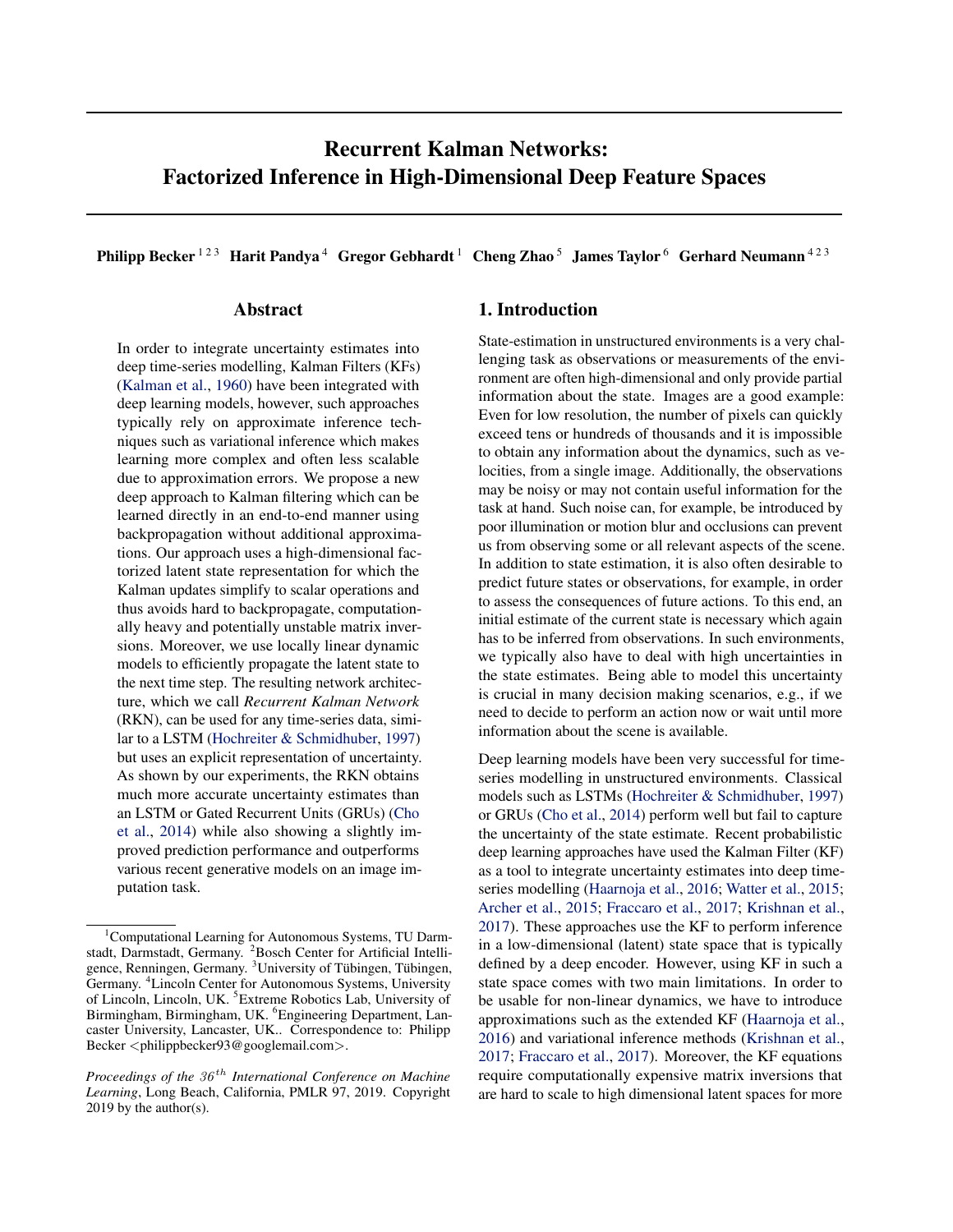# Recurrent Kalman Networks: Factorized Inference in High-Dimensional Deep Feature Spaces

**Philipp Becker** [1 2 3] **Harit Pandya** [4] **Gregor Gebhardt** [1] **Cheng Zhao** [5] **James Taylor** [6] **Gerhard Neumann** [4 2 3]

## Abstract

In order to integrate uncertainty estimates into deep time-series modelling, Kalman Filters (KFs) (Kalman et al., 1960) have been integrated with deep learning models, however, such approaches typically rely on approximate inference techniques such as variational inference which makes learning more complex and often less scalable due to approximation errors. We propose a new deep approach to Kalman filtering which can be learned directly in an end-to-end manner using backpropagation without additional approximations. Our approach uses a high-dimensional factorized latent state representation for which the Kalman updates simplify to scalar operations and thus avoids hard to backpropagate, computationally heavy and potentially unstable matrix inversions. Moreover, we use locally linear dynamic models to efficiently propagate the latent state to the next time step. The resulting network architecture, which we call *Recurrent Kalman Network* (RKN), can be used for any time-series data, similar to a LSTM (Hochreiter & Schmidhuber, 1997) but uses an explicit representation of uncertainty. As shown by our experiments, the RKN obtains much more accurate uncertainty estimates than an LSTM or Gated Recurrent Units (GRUs) (Cho et al., 2014) while also showing a slightly improved prediction performance and outperforms various recent generative models on an image imputation task.

[1]Computational Learning for Autonomous Systems, TU Darmstadt, Darmstadt, Germany. [2]Bosch Center for Artificial Intelligence, Renningen, Germany. [3]University of Tübingen, Tübingen, Germany. [4]Lincoln Center for Autonomous Systems, University of Lincoln, Lincoln, UK. [5]Extreme Robotics Lab, University of Birmingham, Birmingham, UK. [6]Engineering Department, Lancaster University, Lancaster, UK.. Correspondence to: Philipp Becker <philippbecker93@googlemail.com>.

*Proceedings of the 36th International Conference on Machine Learning*, Long Beach, California, PMLR 97, 2019. Copyright 2019 by the author(s).

## 1. Introduction

State-estimation in unstructured environments is a very challenging task as observations or measurements of the environment are often high-dimensional and only provide partial information about the state. Images are a good example: Even for low resolution, the number of pixels can quickly exceed tens or hundreds of thousands and it is impossible to obtain any information about the dynamics, such as velocities, from a single image. Additionally, the observations may be noisy or may not contain useful information for the task at hand. Such noise can, for example, be introduced by poor illumination or motion blur and occlusions can prevent us from observing some or all relevant aspects of the scene. In addition to state estimation, it is also often desirable to predict future states or observations, for example, in order to assess the consequences of future actions. To this end, an initial estimate of the current state is necessary which again has to be inferred from observations. In such environments, we typically also have to deal with high uncertainties in the state estimates. Being able to model this uncertainty is crucial in many decision making scenarios, e.g., if we need to decide to perform an action now or wait until more information about the scene is available.

Deep learning models have been very successful for time-series modelling in unstructured environments. Classical models such as LSTMs (Hochreiter & Schmidhuber, 1997) or GRUs (Cho et al., 2014) perform well but fail to capture the uncertainty of the state estimate. Recent probabilistic deep learning approaches have used the Kalman Filter (KF) as a tool to integrate uncertainty estimates into deep time-series modelling (Haarnoja et al., 2016; Watter et al., 2015; Archer et al., 2015; Fraccaro et al., 2017; Krishnan et al., 2017). These approaches use the KF to perform inference in a low-dimensional (latent) state space that is typically defined by a deep encoder. However, using KF in such a state space comes with two main limitations. In order to be usable for non-linear dynamics, we have to introduce approximations such as the extended KF (Haarnoja et al., 2016) and variational inference methods (Krishnan et al., 2017; Fraccaro et al., 2017). Moreover, the KF equations require computationally expensive matrix inversions that are hard to scale to high dimensional latent spaces for more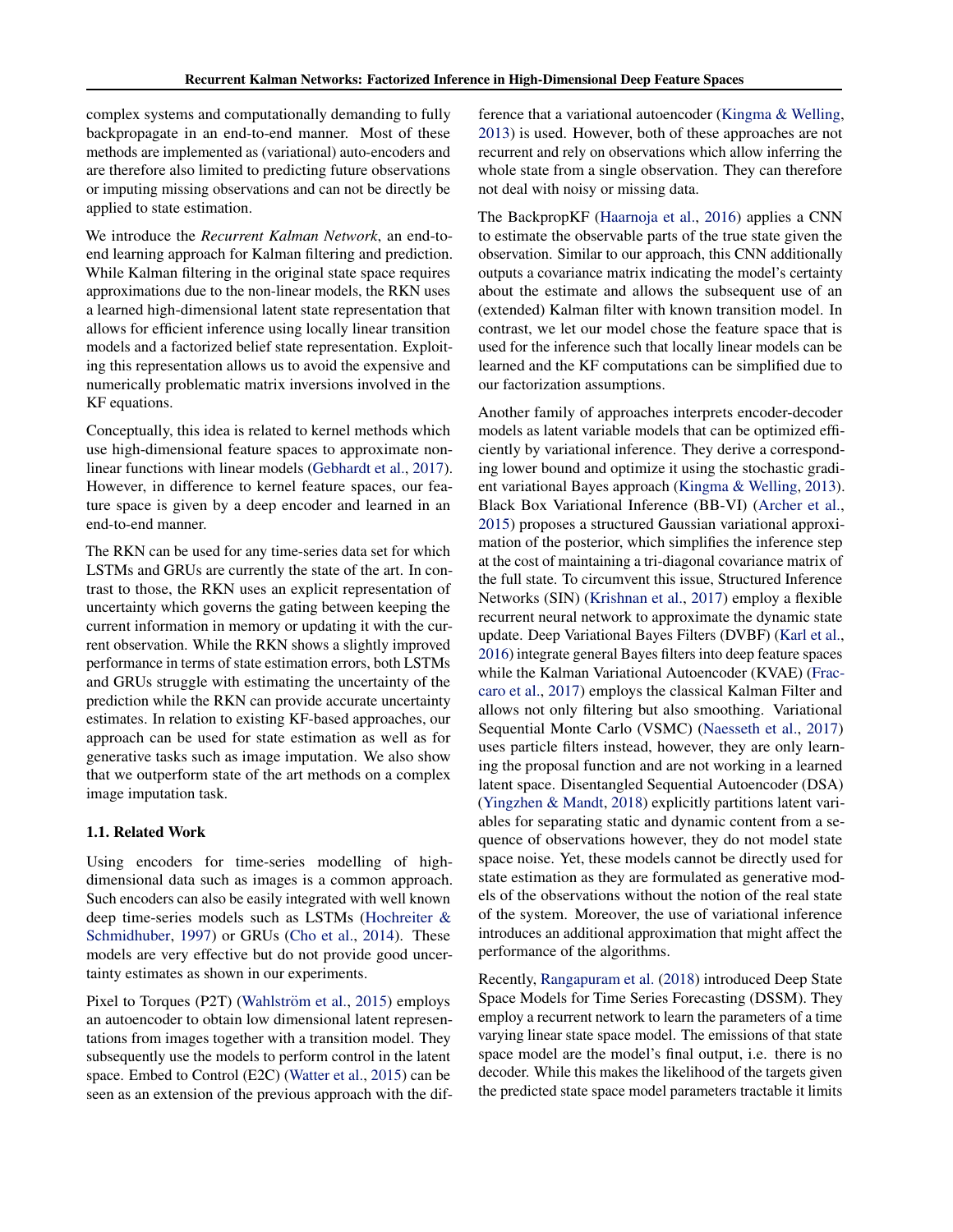complex systems and computationally demanding to fully backpropagate in an end-to-end manner. Most of these methods are implemented as (variational) auto-encoders and are therefore also limited to predicting future observations or imputing missing observations and can not be directly be applied to state estimation.

We introduce the *Recurrent Kalman Network*, an end-to-end learning approach for Kalman filtering and prediction. While Kalman filtering in the original state space requires approximations due to the non-linear models, the RKN uses a learned high-dimensional latent state representation that allows for efficient inference using locally linear transition models and a factorized belief state representation. Exploiting this representation allows us to avoid the expensive and numerically problematic matrix inversions involved in the KF equations.

Conceptually, this idea is related to kernel methods which use high-dimensional feature spaces to approximate non-linear functions with linear models (Gebhardt et al., 2017). However, in difference to kernel feature spaces, our feature space is given by a deep encoder and learned in an end-to-end manner.

The RKN can be used for any time-series data set for which LSTMs and GRUs are currently the state of the art. In contrast to those, the RKN uses an explicit representation of uncertainty which governs the gating between keeping the current information in memory or updating it with the current observation. While the RKN shows a slightly improved performance in terms of state estimation errors, both LSTMs and GRUs struggle with estimating the uncertainty of the prediction while the RKN can provide accurate uncertainty estimates. In relation to existing KF-based approaches, our approach can be used for state estimation as well as for generative tasks such as image imputation. We also show that we outperform state of the art methods on a complex image imputation task.

### 1.1. Related Work

Using encoders for time-series modelling of high-dimensional data such as images is a common approach. Such encoders can also be easily integrated with well known deep time-series models such as LSTMs (Hochreiter & Schmidhuber, 1997) or GRUs (Cho et al., 2014). These models are very effective but do not provide good uncertainty estimates as shown in our experiments.

Pixel to Torques (P2T) (Wahlström et al., 2015) employs an autoencoder to obtain low dimensional latent representations from images together with a transition model. They subsequently use the models to perform control in the latent space. Embed to Control (E2C) (Watter et al., 2015) can be seen as an extension of the previous approach with the difference that a variational autoencoder (Kingma & Welling, 2013) is used. However, both of these approaches are not recurrent and rely on observations which allow inferring the whole state from a single observation. They can therefore not deal with noisy or missing data.

The BackpropKF (Haarnoja et al., 2016) applies a CNN to estimate the observable parts of the true state given the observation. Similar to our approach, this CNN additionally outputs a covariance matrix indicating the model's certainty about the estimate and allows the subsequent use of an (extended) Kalman filter with known transition model. In contrast, we let our model chose the feature space that is used for the inference such that locally linear models can be learned and the KF computations can be simplified due to our factorization assumptions.

Another family of approaches interprets encoder-decoder models as latent variable models that can be optimized efficiently by variational inference. They derive a corresponding lower bound and optimize it using the stochastic gradient variational Bayes approach (Kingma & Welling, 2013). Black Box Variational Inference (BB-VI) (Archer et al., 2015) proposes a structured Gaussian variational approximation of the posterior, which simplifies the inference step at the cost of maintaining a tri-diagonal covariance matrix of the full state. To circumvent this issue, Structured Inference Networks (SIN) (Krishnan et al., 2017) employ a flexible recurrent neural network to approximate the dynamic state update. Deep Variational Bayes Filters (DVBF) (Karl et al., 2016) integrate general Bayes filters into deep feature spaces while the Kalman Variational Autoencoder (KVAE) (Fraccaro et al., 2017) employs the classical Kalman Filter and allows not only filtering but also smoothing. Variational Sequential Monte Carlo (VSMC) (Naesseth et al., 2017) uses particle filters instead, however, they are only learning the proposal function and are not working in a learned latent space. Disentangled Sequential Autoencoder (DSA) (Yingzhen & Mandt, 2018) explicitly partitions latent variables for separating static and dynamic content from a sequence of observations however, they do not model state space noise. Yet, these models cannot be directly used for state estimation as they are formulated as generative models of the observations without the notion of the real state of the system. Moreover, the use of variational inference introduces an additional approximation that might affect the performance of the algorithms.

Recently, Rangapuram et al. (2018) introduced Deep State Space Models for Time Series Forecasting (DSSM). They employ a recurrent network to learn the parameters of a time varying linear state space model. The emissions of that state space model are the model's final output, i.e. there is no decoder. While this makes the likelihood of the targets given the predicted state space model parameters tractable it limits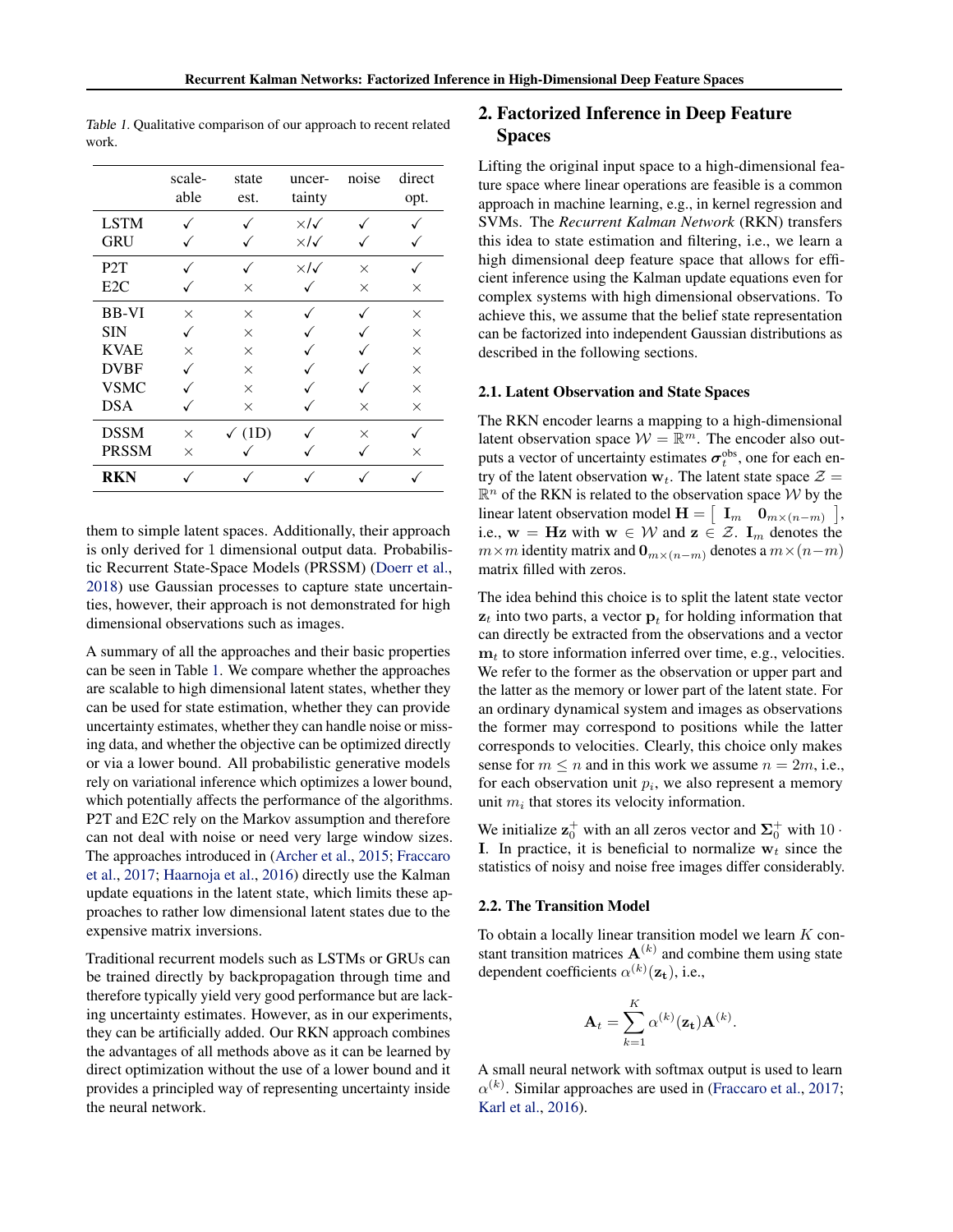Table 1. Qualitative comparison of our approach to recent related work.

| | scale-able | state est. | uncer-tainty | noise | direct opt. |
|---|---|---|---|---|---|
| LSTM | ✓ | ✓ | ×/✓ | ✓ | ✓ |
| GRU | ✓ | ✓ | ×/✓ | ✓ | ✓ |
| P2T | ✓ | ✓ | ×/✓ | × | ✓ |
| E2C | ✓ | × | ✓ | × | × |
| BB-VI | × | × | ✓ | ✓ | × |
| SIN | ✓ | × | ✓ | ✓ | × |
| KVAE | × | × | ✓ | ✓ | × |
| DVBF | ✓ | × | ✓ | ✓ | × |
| VSMC | ✓ | × | ✓ | ✓ | × |
| DSA | ✓ | × | ✓ | × | × |
| DSSM | × | ✓ (1D) | ✓ | × | ✓ |
| PRSSM | × | ✓ | ✓ | ✓ | × |
| **RKN** | ✓ | ✓ | ✓ | ✓ | ✓ |

them to simple latent spaces. Additionally, their approach is only derived for 1 dimensional output data. Probabilistic Recurrent State-Space Models (PRSSM) (Doerr et al., 2018) use Gaussian processes to capture state uncertainties, however, their approach is not demonstrated for high dimensional observations such as images.

A summary of all the approaches and their basic properties can be seen in Table 1. We compare whether the approaches are scalable to high dimensional latent states, whether they can be used for state estimation, whether they can provide uncertainty estimates, whether they can handle noise or missing data, and whether the objective can be optimized directly or via a lower bound. All probabilistic generative models rely on variational inference which optimizes a lower bound, which potentially affects the performance of the algorithms. P2T and E2C rely on the Markov assumption and therefore can not deal with noise or need very large window sizes. The approaches introduced in (Archer et al., 2015; Fraccaro et al., 2017; Haarnoja et al., 2016) directly use the Kalman update equations in the latent state, which limits these approaches to rather low dimensional latent states due to the expensive matrix inversions.

Traditional recurrent models such as LSTMs or GRUs can be trained directly by backpropagation through time and therefore typically yield very good performance but are lacking uncertainty estimates. However, as in our experiments, they can be artificially added. Our RKN approach combines the advantages of all methods above as it can be learned by direct optimization without the use of a lower bound and it provides a principled way of representing uncertainty inside the neural network.

## 2. Factorized Inference in Deep Feature Spaces

Lifting the original input space to a high-dimensional feature space where linear operations are feasible is a common approach in machine learning, e.g., in kernel regression and SVMs. The *Recurrent Kalman Network* (RKN) transfers this idea to state estimation and filtering, i.e., we learn a high dimensional deep feature space that allows for efficient inference using the Kalman update equations even for complex systems with high dimensional observations. To achieve this, we assume that the belief state representation can be factorized into independent Gaussian distributions as described in the following sections.

### 2.1. Latent Observation and State Spaces

The RKN encoder learns a mapping to a high-dimensional latent observation space $\mathcal{W} = \mathbb{R}^m$. The encoder also outputs a vector of uncertainty estimates $\boldsymbol{\sigma}_t^{\text{obs}}$, one for each entry of the latent observation $\mathbf{w}_t$. The latent state space $\mathcal{Z} = \mathbb{R}^n$ of the RKN is related to the observation space $\mathcal{W}$ by the linear latent observation model $\mathbf{H} = \begin{bmatrix} \mathbf{I}_m & \mathbf{0}_{m\times(n-m)} \end{bmatrix}$, i.e., $\mathbf{w} = \mathbf{H}\mathbf{z}$ with $\mathbf{w} \in \mathcal{W}$ and $\mathbf{z} \in \mathcal{Z}$. $\mathbf{I}_m$ denotes the $m\times m$ identity matrix and $\mathbf{0}_{m\times(n-m)}$ denotes a $m\times(n-m)$ matrix filled with zeros.

The idea behind this choice is to split the latent state vector $\mathbf{z}_t$ into two parts, a vector $\mathbf{p}_t$ for holding information that can directly be extracted from the observations and a vector $\mathbf{m}_t$ to store information inferred over time, e.g., velocities. We refer to the former as the observation or upper part and the latter as the memory or lower part of the latent state. For an ordinary dynamical system and images as observations the former may correspond to positions while the latter corresponds to velocities. Clearly, this choice only makes sense for $m \leq n$ and in this work we assume $n = 2m$, i.e., for each observation unit $p_i$, we also represent a memory unit $m_i$ that stores its velocity information.

We initialize $\mathbf{z}_0^+$ with an all zeros vector and $\mathbf{\Sigma}_0^+$ with $10 \cdot \mathbf{I}$. In practice, it is beneficial to normalize $\mathbf{w}_t$ since the statistics of noisy and noise free images differ considerably.

### 2.2. The Transition Model

To obtain a locally linear transition model we learn $K$ constant transition matrices $\mathbf{A}^{(k)}$ and combine them using state dependent coefficients $\alpha^{(k)}(\mathbf{z_t})$, i.e.,

$$\mathbf{A}_t = \sum_{k=1}^{K} \alpha^{(k)}(\mathbf{z_t})\mathbf{A}^{(k)}.$$

A small neural network with softmax output is used to learn $\alpha^{(k)}$. Similar approaches are used in (Fraccaro et al., 2017; Karl et al., 2016).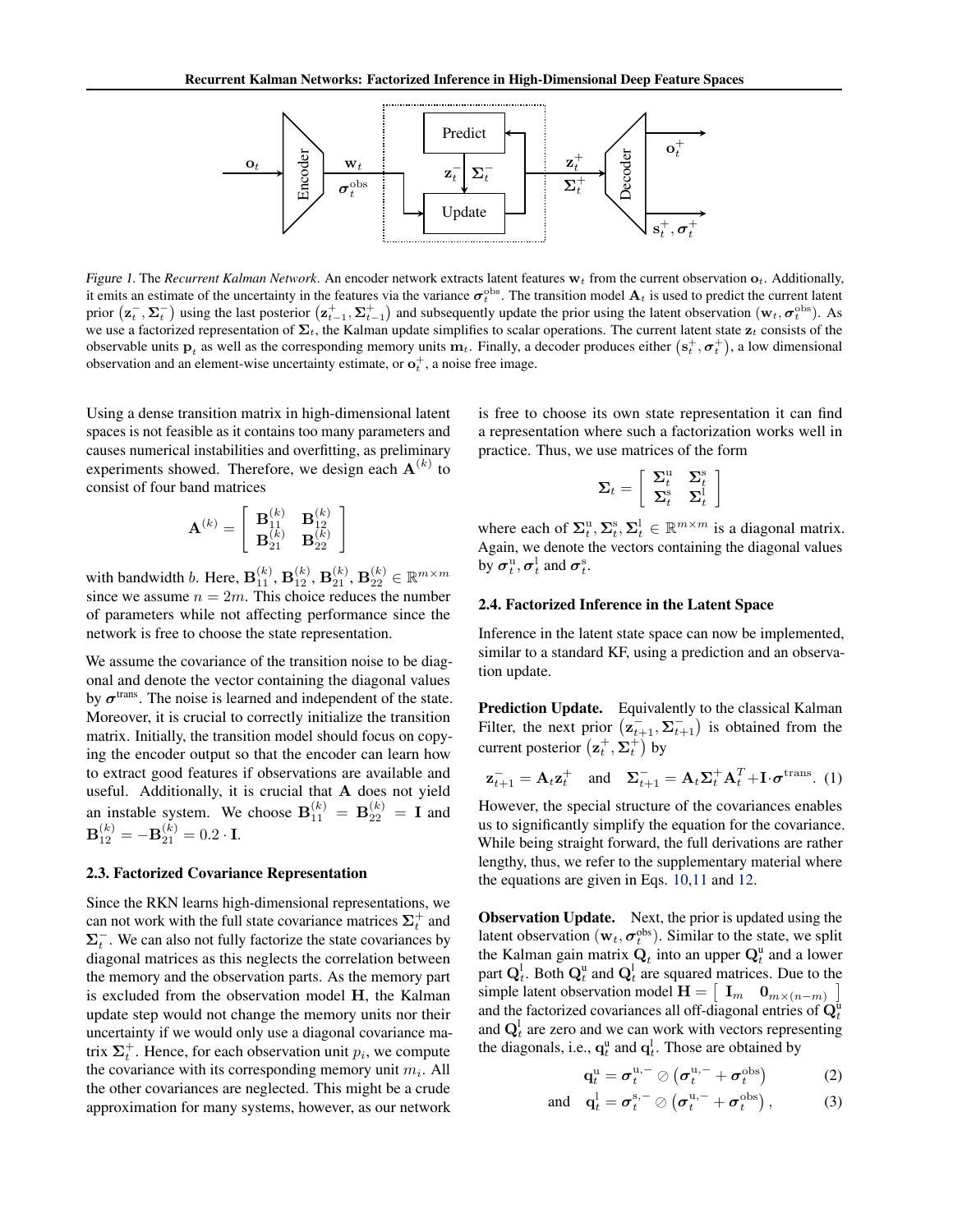*Figure 1.* The *Recurrent Kalman Network*. An encoder network extracts latent features $\mathbf{w}_t$ from the current observation $\mathbf{o}_t$. Additionally, it emits an estimate of the uncertainty in the features via the variance $\boldsymbol{\sigma}_t^{\text{obs}}$. The transition model $\mathbf{A}_t$ is used to predict the current latent prior $\left(\mathbf{z}_t^-, \boldsymbol{\Sigma}_t^-\right)$ using the last posterior $\left(\mathbf{z}_{t-1}^+, \boldsymbol{\Sigma}_{t-1}^+\right)$ and subsequently update the prior using the latent observation $(\mathbf{w}_t, \boldsymbol{\sigma}_t^{\text{obs}})$. As we use a factorized representation of $\boldsymbol{\Sigma}_t$, the Kalman update simplifies to scalar operations. The current latent state $\mathbf{z}_t$ consists of the observable units $\mathbf{p}_t$ as well as the corresponding memory units $\mathbf{m}_t$. Finally, a decoder produces either $\left(\mathbf{s}_t^+, \boldsymbol{\sigma}_t^+\right)$, a low dimensional observation and an element-wise uncertainty estimate, or $\mathbf{o}_t^+$, a noise free image.

Using a dense transition matrix in high-dimensional latent spaces is not feasible as it contains too many parameters and causes numerical instabilities and overfitting, as preliminary experiments showed. Therefore, we design each $\mathbf{A}^{(k)}$ to consist of four band matrices

$$\mathbf{A}^{(k)} = \begin{bmatrix} \mathbf{B}_{11}^{(k)} & \mathbf{B}_{12}^{(k)} \\ \mathbf{B}_{21}^{(k)} & \mathbf{B}_{22}^{(k)} \end{bmatrix}$$

with bandwidth $b$. Here, $\mathbf{B}_{11}^{(k)}, \mathbf{B}_{12}^{(k)}, \mathbf{B}_{21}^{(k)}, \mathbf{B}_{22}^{(k)} \in \mathbb{R}^{m \times m}$ since we assume $n = 2m$. This choice reduces the number of parameters while not affecting performance since the network is free to choose the state representation.

We assume the covariance of the transition noise to be diagonal and denote the vector containing the diagonal values by $\boldsymbol{\sigma}^{\text{trans}}$. The noise is learned and independent of the state. Moreover, it is crucial to correctly initialize the transition matrix. Initially, the transition model should focus on copying the encoder output so that the encoder can learn how to extract good features if observations are available and useful. Additionally, it is crucial that $\mathbf{A}$ does not yield an instable system. We choose $\mathbf{B}_{11}^{(k)} = \mathbf{B}_{22}^{(k)} = \mathbf{I}$ and $\mathbf{B}_{12}^{(k)} = -\mathbf{B}_{21}^{(k)} = 0.2 \cdot \mathbf{I}$.

### 2.3. Factorized Covariance Representation

Since the RKN learns high-dimensional representations, we can not work with the full state covariance matrices $\boldsymbol{\Sigma}_t^+$ and $\boldsymbol{\Sigma}_t^-$. We can also not fully factorize the state covariances by diagonal matrices as this neglects the correlation between the memory and the observation parts. As the memory part is excluded from the observation model $\mathbf{H}$, the Kalman update step would not change the memory units nor their uncertainty if we would only use a diagonal covariance matrix $\boldsymbol{\Sigma}_t^+$. Hence, for each observation unit $p_i$, we compute the covariance with its corresponding memory unit $m_i$. All the other covariances are neglected. This might be a crude approximation for many systems, however, as our network is free to choose its own state representation it can find a representation where such a factorization works well in practice. Thus, we use matrices of the form

$$\boldsymbol{\Sigma}_t = \begin{bmatrix} \boldsymbol{\Sigma}_t^{\text{u}} & \boldsymbol{\Sigma}_t^{\text{s}} \\ \boldsymbol{\Sigma}_t^{\text{s}} & \boldsymbol{\Sigma}_t^{\text{l}} \end{bmatrix}$$

where each of $\boldsymbol{\Sigma}_t^{\text{u}}, \boldsymbol{\Sigma}_t^{\text{s}}, \boldsymbol{\Sigma}_t^{\text{l}} \in \mathbb{R}^{m \times m}$ is a diagonal matrix. Again, we denote the vectors containing the diagonal values by $\boldsymbol{\sigma}_t^{\text{u}}, \boldsymbol{\sigma}_t^{\text{l}}$ and $\boldsymbol{\sigma}_t^{\text{s}}$.

### 2.4. Factorized Inference in the Latent Space

Inference in the latent state space can now be implemented, similar to a standard KF, using a prediction and an observation update.

**Prediction Update.** Equivalently to the classical Kalman Filter, the next prior $\left(\mathbf{z}_{t+1}^-, \boldsymbol{\Sigma}_{t+1}^-\right)$ is obtained from the current posterior $\left(\mathbf{z}_t^+, \boldsymbol{\Sigma}_t^+\right)$ by

$$\mathbf{z}_{t+1}^- = \mathbf{A}_t \mathbf{z}_t^+ \quad \text{and} \quad \boldsymbol{\Sigma}_{t+1}^- = \mathbf{A}_t \boldsymbol{\Sigma}_t^+ \mathbf{A}_t^T + \mathbf{I} \cdot \boldsymbol{\sigma}^{\text{trans}}. \quad (1)$$

However, the special structure of the covariances enables us to significantly simplify the equation for the covariance. While being straight forward, the full derivations are rather lengthy, thus, we refer to the supplementary material where the equations are given in Eqs. 10, 11 and 12.

**Observation Update.** Next, the prior is updated using the latent observation $(\mathbf{w}_t, \boldsymbol{\sigma}_t^{\text{obs}})$. Similar to the state, we split the Kalman gain matrix $\mathbf{Q}_t$ into an upper $\mathbf{Q}_t^{\text{u}}$ and a lower part $\mathbf{Q}_t^{\text{l}}$. Both $\mathbf{Q}_t^{\text{u}}$ and $\mathbf{Q}_t^{\text{l}}$ are squared matrices. Due to the simple latent observation model $\mathbf{H} = \begin{bmatrix} \mathbf{I}_m & \mathbf{0}_{m \times (n-m)} \end{bmatrix}$ and the factorized covariances all off-diagonal entries of $\mathbf{Q}_t^{\text{u}}$ and $\mathbf{Q}_t^{\text{l}}$ are zero and we can work with vectors representing the diagonals, i.e., $\mathbf{q}_t^{\text{u}}$ and $\mathbf{q}_t^{\text{l}}$. Those are obtained by

$$\mathbf{q}_t^{\text{u}} = \boldsymbol{\sigma}_t^{\text{u},-} \oslash \left(\boldsymbol{\sigma}_t^{\text{u},-} + \boldsymbol{\sigma}_t^{\text{obs}}\right) \quad (2)$$

$$\text{and} \quad \mathbf{q}_t^{\text{l}} = \boldsymbol{\sigma}_t^{\text{s},-} \oslash \left(\boldsymbol{\sigma}_t^{\text{u},-} + \boldsymbol{\sigma}_t^{\text{obs}}\right), \quad (3)$$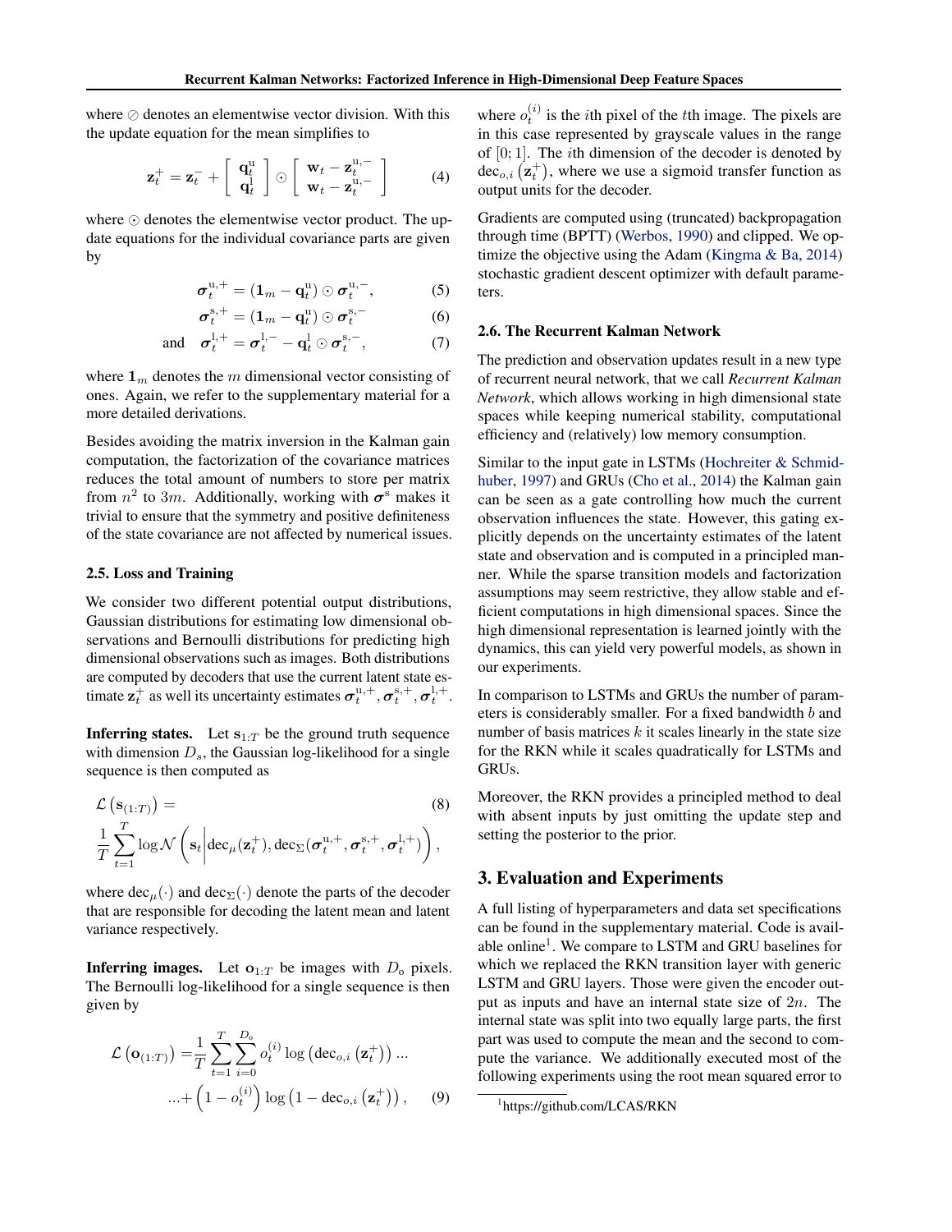where $\oslash$ denotes an elementwise vector division. With this the update equation for the mean simplifies to

$$\mathbf{z}_t^+ = \mathbf{z}_t^- + \begin{bmatrix} \mathbf{q}_t^{\mathrm{u}} \\ \mathbf{q}_t^{\mathrm{l}} \end{bmatrix} \odot \begin{bmatrix} \mathbf{w}_t - \mathbf{z}_t^{\mathrm{u},-} \\ \mathbf{w}_t - \mathbf{z}_t^{\mathrm{u},-} \end{bmatrix} \tag{4}$$

where $\odot$ denotes the elementwise vector product. The update equations for the individual covariance parts are given by

$$\boldsymbol{\sigma}_t^{\mathrm{u},+} = (\mathbf{1}_m - \mathbf{q}_t^{\mathrm{u}}) \odot \boldsymbol{\sigma}_t^{\mathrm{u},-}, \tag{5}$$

$$\boldsymbol{\sigma}_t^{\mathrm{s},+} = (\mathbf{1}_m - \mathbf{q}_t^{\mathrm{u}}) \odot \boldsymbol{\sigma}_t^{\mathrm{s},-} \tag{6}$$

$$\text{and} \quad \boldsymbol{\sigma}_t^{\mathrm{l},+} = \boldsymbol{\sigma}_t^{\mathrm{l},-} - \mathbf{q}_t^{\mathrm{l}} \odot \boldsymbol{\sigma}_t^{\mathrm{s},-}, \tag{7}$$

where $\mathbf{1}_m$ denotes the $m$ dimensional vector consisting of ones. Again, we refer to the supplementary material for a more detailed derivations.

Besides avoiding the matrix inversion in the Kalman gain computation, the factorization of the covariance matrices reduces the total amount of numbers to store per matrix from $n^2$ to $3m$. Additionally, working with $\boldsymbol{\sigma}^{\mathrm{s}}$ makes it trivial to ensure that the symmetry and positive definiteness of the state covariance are not affected by numerical issues.

### 2.5. Loss and Training

We consider two different potential output distributions, Gaussian distributions for estimating low dimensional observations and Bernoulli distributions for predicting high dimensional observations such as images. Both distributions are computed by decoders that use the current latent state estimate $\mathbf{z}_t^+$ as well its uncertainty estimates $\boldsymbol{\sigma}_t^{\mathrm{u},+}, \boldsymbol{\sigma}_t^{\mathrm{s},+}, \boldsymbol{\sigma}_t^{\mathrm{l},+}$.

**Inferring states.** Let $\mathbf{s}_{1:T}$ be the ground truth sequence with dimension $D_s$, the Gaussian log-likelihood for a single sequence is then computed as

$$\mathcal{L}\left(\mathbf{s}_{(1:T)}\right) = \frac{1}{T}\sum_{t=1}^{T} \log \mathcal{N}\left(\mathbf{s}_t \middle| \mathrm{dec}_{\mu}(\mathbf{z}_t^+), \mathrm{dec}_{\Sigma}(\boldsymbol{\sigma}_t^{\mathrm{u},+}, \boldsymbol{\sigma}_t^{\mathrm{s},+}, \boldsymbol{\sigma}_t^{\mathrm{l},+})\right), \tag{8}$$

where $\mathrm{dec}_{\mu}(\cdot)$ and $\mathrm{dec}_{\Sigma}(\cdot)$ denote the parts of the decoder that are responsible for decoding the latent mean and latent variance respectively.

**Inferring images.** Let $\mathbf{o}_{1:T}$ be images with $D_{\mathrm{o}}$ pixels. The Bernoulli log-likelihood for a single sequence is then given by

$$\mathcal{L}\left(\mathbf{o}_{(1:T)}\right) = \frac{1}{T}\sum_{t=1}^{T}\sum_{i=0}^{D_{\mathrm{o}}} o_t^{(i)} \log\left(\mathrm{dec}_{o,i}\left(\mathbf{z}_t^+\right)\right) \ldots$$
$$\ldots + \left(1 - o_t^{(i)}\right)\log\left(1 - \mathrm{dec}_{o,i}\left(\mathbf{z}_t^+\right)\right), \tag{9}$$

where $o_t^{(i)}$ is the $i$th pixel of the $t$th image. The pixels are in this case represented by grayscale values in the range of $[0; 1]$. The $i$th dimension of the decoder is denoted by $\mathrm{dec}_{o,i}\left(\mathbf{z}_t^+\right)$, where we use a sigmoid transfer function as output units for the decoder.

Gradients are computed using (truncated) backpropagation through time (BPTT) (Werbos, 1990) and clipped. We optimize the objective using the Adam (Kingma & Ba, 2014) stochastic gradient descent optimizer with default parameters.

### 2.6. The Recurrent Kalman Network

The prediction and observation updates result in a new type of recurrent neural network, that we call *Recurrent Kalman Network*, which allows working in high dimensional state spaces while keeping numerical stability, computational efficiency and (relatively) low memory consumption.

Similar to the input gate in LSTMs (Hochreiter & Schmidhuber, 1997) and GRUs (Cho et al., 2014) the Kalman gain can be seen as a gate controlling how much the current observation influences the state. However, this gating explicitly depends on the uncertainty estimates of the latent state and observation and is computed in a principled manner. While the sparse transition models and factorization assumptions may seem restrictive, they allow stable and efficient computations in high dimensional spaces. Since the high dimensional representation is learned jointly with the dynamics, this can yield very powerful models, as shown in our experiments.

In comparison to LSTMs and GRUs the number of parameters is considerably smaller. For a fixed bandwidth $b$ and number of basis matrices $k$ it scales linearly in the state size for the RKN while it scales quadratically for LSTMs and GRUs.

Moreover, the RKN provides a principled method to deal with absent inputs by just omitting the update step and setting the posterior to the prior.

## 3. Evaluation and Experiments

A full listing of hyperparameters and data set specifications can be found in the supplementary material. Code is available online[1]. We compare to LSTM and GRU baselines for which we replaced the RKN transition layer with generic LSTM and GRU layers. Those were given the encoder output as inputs and have an internal state size of $2n$. The internal state was split into two equally large parts, the first part was used to compute the mean and the second to compute the variance. We additionally executed most of the following experiments using the root mean squared error to

[1] https://github.com/LCAS/RKN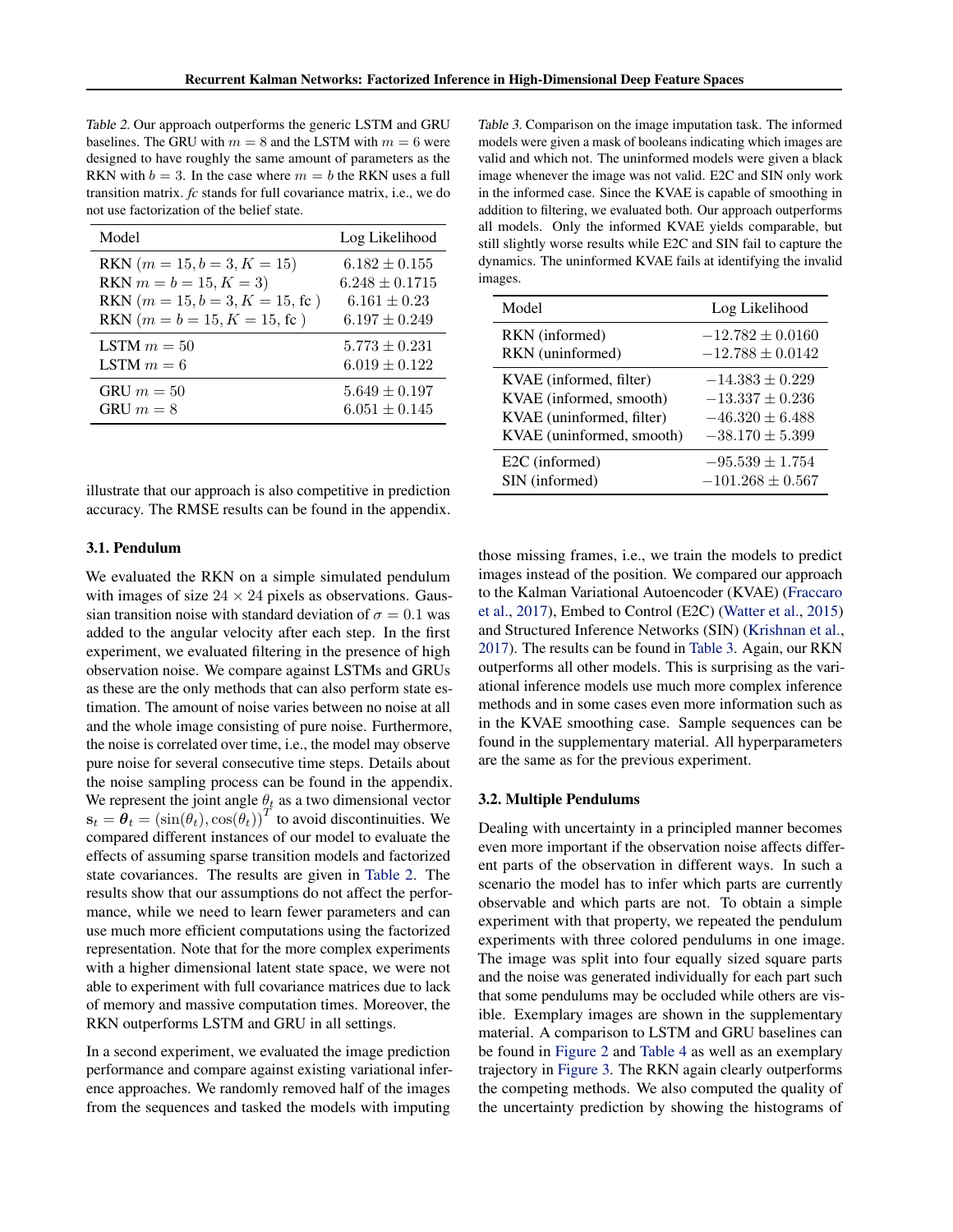Table 2. Our approach outperforms the generic LSTM and GRU baselines. The GRU with $m = 8$ and the LSTM with $m = 6$ were designed to have roughly the same amount of parameters as the RKN with $b = 3$. In the case where $m = b$ the RKN uses a full transition matrix. *fc* stands for full covariance matrix, i.e., we do not use factorization of the belief state.

| Model | Log Likelihood |
|---|---|
| RKN ($m = 15, b = 3, K = 15$) | $6.182 \pm 0.155$ |
| RKN $m = b = 15, K = 3$) | $6.248 \pm 0.1715$ |
| RKN ($m = 15, b = 3, K = 15$, fc ) | $6.161 \pm 0.23$ |
| RKN ($m = b = 15, K = 15$, fc ) | $6.197 \pm 0.249$ |
| LSTM $m = 50$ | $5.773 \pm 0.231$ |
| LSTM $m = 6$ | $6.019 \pm 0.122$ |
| GRU $m = 50$ | $5.649 \pm 0.197$ |
| GRU $m = 8$ | $6.051 \pm 0.145$ |

illustrate that our approach is also competitive in prediction accuracy. The RMSE results can be found in the appendix.

### 3.1. Pendulum

We evaluated the RKN on a simple simulated pendulum with images of size $24 \times 24$ pixels as observations. Gaussian transition noise with standard deviation of $\sigma = 0.1$ was added to the angular velocity after each step. In the first experiment, we evaluated filtering in the presence of high observation noise. We compare against LSTMs and GRUs as these are the only methods that can also perform state estimation. The amount of noise varies between no noise at all and the whole image consisting of pure noise. Furthermore, the noise is correlated over time, i.e., the model may observe pure noise for several consecutive time steps. Details about the noise sampling process can be found in the appendix. We represent the joint angle $\theta_t$ as a two dimensional vector $\mathbf{s}_t = \boldsymbol{\theta}_t = (\sin(\theta_t), \cos(\theta_t))^T$ to avoid discontinuities. We compared different instances of our model to evaluate the effects of assuming sparse transition models and factorized state covariances. The results are given in Table 2. The results show that our assumptions do not affect the performance, while we need to learn fewer parameters and can use much more efficient computations using the factorized representation. Note that for the more complex experiments with a higher dimensional latent state space, we were not able to experiment with full covariance matrices due to lack of memory and massive computation times. Moreover, the RKN outperforms LSTM and GRU in all settings.

In a second experiment, we evaluated the image prediction performance and compare against existing variational inference approaches. We randomly removed half of the images from the sequences and tasked the models with imputing those missing frames, i.e., we train the models to predict images instead of the position. We compared our approach to the Kalman Variational Autoencoder (KVAE) (Fraccaro et al., 2017), Embed to Control (E2C) (Watter et al., 2015) and Structured Inference Networks (SIN) (Krishnan et al., 2017). The results can be found in Table 3. Again, our RKN outperforms all other models. This is surprising as the variational inference models use much more complex inference methods and in some cases even more information such as in the KVAE smoothing case. Sample sequences can be found in the supplementary material. All hyperparameters are the same as for the previous experiment.

Table 3. Comparison on the image imputation task. The informed models were given a mask of booleans indicating which images are valid and which not. The uninformed models were given a black image whenever the image was not valid. E2C and SIN only work in the informed case. Since the KVAE is capable of smoothing in addition to filtering, we evaluated both. Our approach outperforms all models. Only the informed KVAE yields comparable, but still slightly worse results while E2C and SIN fail to capture the dynamics. The uninformed KVAE fails at identifying the invalid images.

| Model | Log Likelihood |
|---|---|
| RKN (informed) | $-12.782 \pm 0.0160$ |
| RKN (uninformed) | $-12.788 \pm 0.0142$ |
| KVAE (informed, filter) | $-14.383 \pm 0.229$ |
| KVAE (informed, smooth) | $-13.337 \pm 0.236$ |
| KVAE (uninformed, filter) | $-46.320 \pm 6.488$ |
| KVAE (uninformed, smooth) | $-38.170 \pm 5.399$ |
| E2C (informed) | $-95.539 \pm 1.754$ |
| SIN (informed) | $-101.268 \pm 0.567$ |

### 3.2. Multiple Pendulums

Dealing with uncertainty in a principled manner becomes even more important if the observation noise affects different parts of the observation in different ways. In such a scenario the model has to infer which parts are currently observable and which parts are not. To obtain a simple experiment with that property, we repeated the pendulum experiments with three colored pendulums in one image. The image was split into four equally sized square parts and the noise was generated individually for each part such that some pendulums may be occluded while others are visible. Exemplary images are shown in the supplementary material. A comparison to LSTM and GRU baselines can be found in Figure 2 and Table 4 as well as an exemplary trajectory in Figure 3. The RKN again clearly outperforms the competing methods. We also computed the quality of the uncertainty prediction by showing the histograms of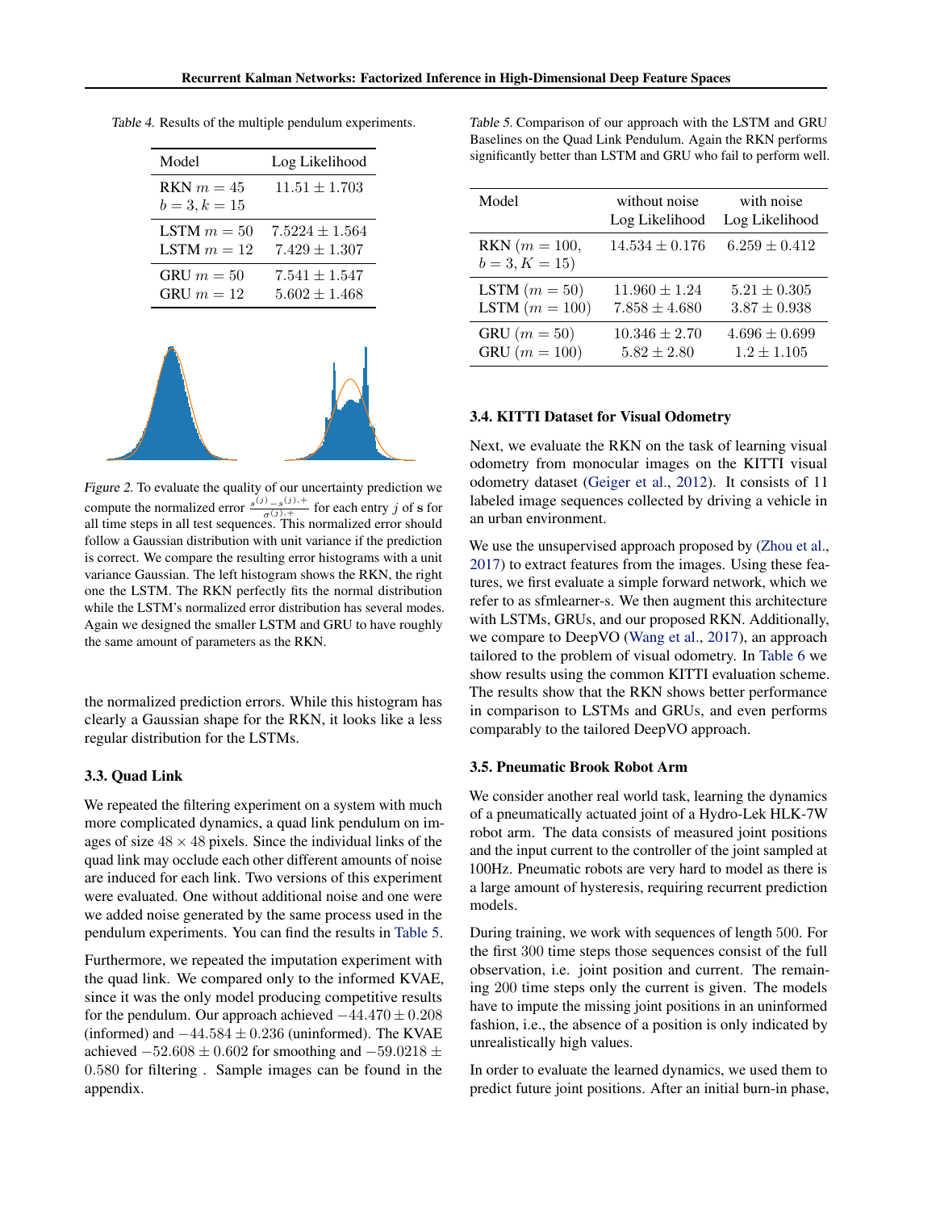Table 4. Results of the multiple pendulum experiments.

| Model | Log Likelihood |
|---|---|
| RKN $m = 45$ $b = 3, k = 15$ | $11.51 \pm 1.703$ |
| LSTM $m = 50$ | $7.5224 \pm 1.564$ |
| LSTM $m = 12$ | $7.429 \pm 1.307$ |
| GRU $m = 50$ | $7.541 \pm 1.547$ |
| GRU $m = 12$ | $5.602 \pm 1.468$ |

Figure 2. To evaluate the quality of our uncertainty prediction we compute the normalized error $\frac{s^{(j)} - s^{(j),+}}{\sigma^{(j),+}}$ for each entry $j$ of $\mathbf{s}$ for all time steps in all test sequences. This normalized error should follow a Gaussian distribution with unit variance if the prediction is correct. We compare the resulting error histograms with a unit variance Gaussian. The left histogram shows the RKN, the right one the LSTM. The RKN perfectly fits the normal distribution while the LSTM's normalized error distribution has several modes. Again we designed the smaller LSTM and GRU to have roughly the same amount of parameters as the RKN.

the normalized prediction errors. While this histogram has clearly a Gaussian shape for the RKN, it looks like a less regular distribution for the LSTMs.

### 3.3. Quad Link

We repeated the filtering experiment on a system with much more complicated dynamics, a quad link pendulum on images of size $48 \times 48$ pixels. Since the individual links of the quad link may occlude each other different amounts of noise are induced for each link. Two versions of this experiment were evaluated. One without additional noise and one were we added noise generated by the same process used in the pendulum experiments. You can find the results in Table 5.

Furthermore, we repeated the imputation experiment with the quad link. We compared only to the informed KVAE, since it was the only model producing competitive results for the pendulum. Our approach achieved $-44.470 \pm 0.208$ (informed) and $-44.584 \pm 0.236$ (uninformed). The KVAE achieved $-52.608 \pm 0.602$ for smoothing and $-59.0218 \pm 0.580$ for filtering . Sample images can be found in the appendix.

Table 5. Comparison of our approach with the LSTM and GRU Baselines on the Quad Link Pendulum. Again the RKN performs significantly better than LSTM and GRU who fail to perform well.

| Model | without noise Log Likelihood | with noise Log Likelihood |
|---|---|---|
| RKN ($m = 100$, $b = 3, K = 15$) | $14.534 \pm 0.176$ | $6.259 \pm 0.412$ |
| LSTM ($m = 50$) | $11.960 \pm 1.24$ | $5.21 \pm 0.305$ |
| LSTM ($m = 100$) | $7.858 \pm 4.680$ | $3.87 \pm 0.938$ |
| GRU ($m = 50$) | $10.346 \pm 2.70$ | $4.696 \pm 0.699$ |
| GRU ($m = 100$) | $5.82 \pm 2.80$ | $1.2 \pm 1.105$ |

### 3.4. KITTI Dataset for Visual Odometry

Next, we evaluate the RKN on the task of learning visual odometry from monocular images on the KITTI visual odometry dataset (Geiger et al., 2012). It consists of 11 labeled image sequences collected by driving a vehicle in an urban environment.

We use the unsupervised approach proposed by (Zhou et al., 2017) to extract features from the images. Using these features, we first evaluate a simple forward network, which we refer to as sfmlearner-s. We then augment this architecture with LSTMs, GRUs, and our proposed RKN. Additionally, we compare to DeepVO (Wang et al., 2017), an approach tailored to the problem of visual odometry. In Table 6 we show results using the common KITTI evaluation scheme. The results show that the RKN shows better performance in comparison to LSTMs and GRUs, and even performs comparably to the tailored DeepVO approach.

### 3.5. Pneumatic Brook Robot Arm

We consider another real world task, learning the dynamics of a pneumatically actuated joint of a Hydro-Lek HLK-7W robot arm. The data consists of measured joint positions and the input current to the controller of the joint sampled at 100Hz. Pneumatic robots are very hard to model as there is a large amount of hysteresis, requiring recurrent prediction models.

During training, we work with sequences of length 500. For the first 300 time steps those sequences consist of the full observation, i.e. joint position and current. The remaining 200 time steps only the current is given. The models have to impute the missing joint positions in an uninformed fashion, i.e., the absence of a position is only indicated by unrealistically high values.

In order to evaluate the learned dynamics, we used them to predict future joint positions. After an initial burn-in phase,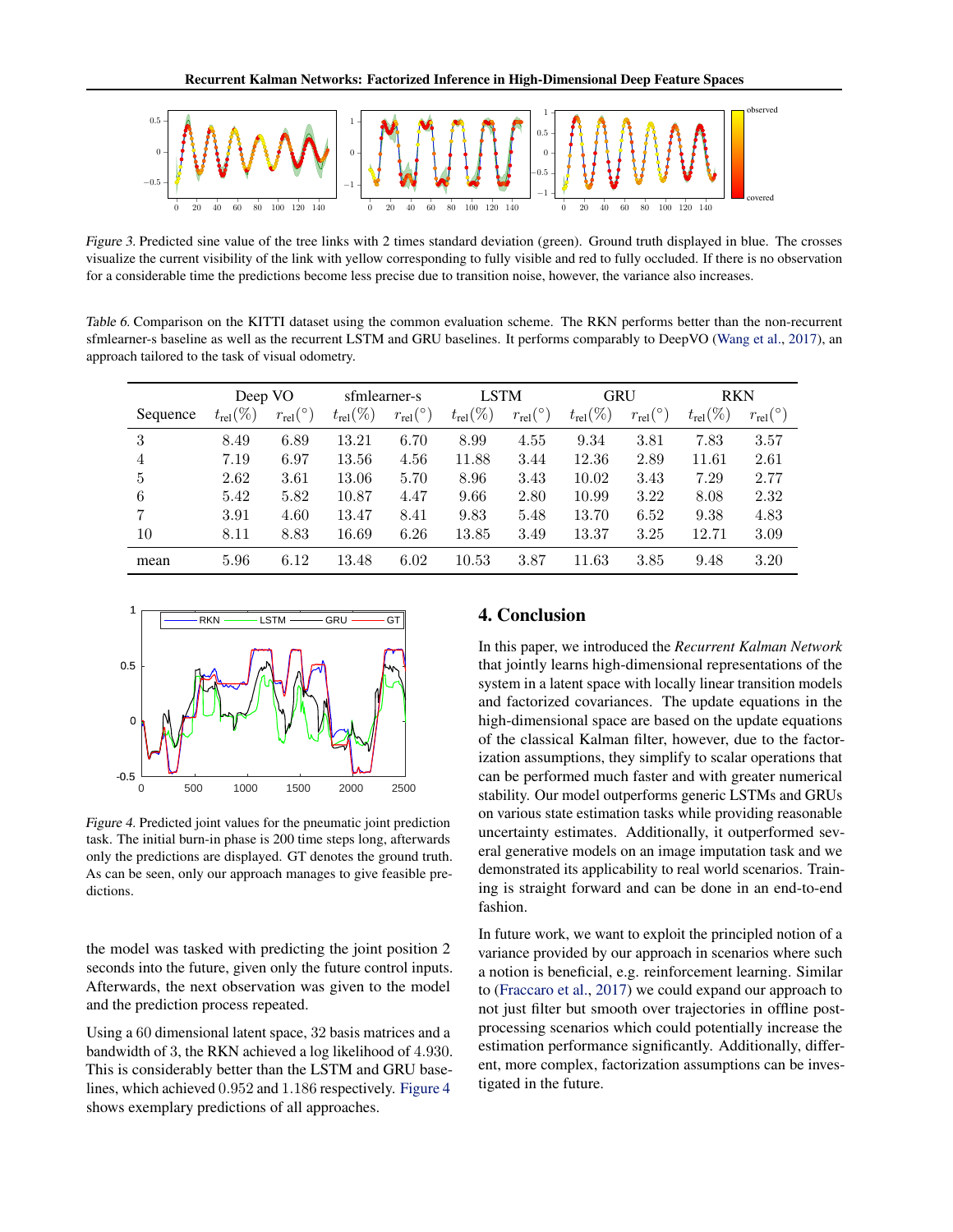*Figure 3.* Predicted sine value of the tree links with 2 times standard deviation (green). Ground truth displayed in blue. The crosses visualize the current visibility of the link with yellow corresponding to fully visible and red to fully occluded. If there is no observation for a considerable time the predictions become less precise due to transition noise, however, the variance also increases.

*Table 6.* Comparison on the KITTI dataset using the common evaluation scheme. The RKN performs better than the non-recurrent sfmlearner-s baseline as well as the recurrent LSTM and GRU baselines. It performs comparably to DeepVO (Wang et al., 2017), an approach tailored to the task of visual odometry.

| | Deep VO | | sfmlearner-s | | LSTM | | GRU | | RKN | |
|---|---|---|---|---|---|---|---|---|---|---|
| Sequence | $t_{\mathrm{rel}}(\%)$ | $r_{\mathrm{rel}}(°)$ | $t_{\mathrm{rel}}(\%)$ | $r_{\mathrm{rel}}(°)$ | $t_{\mathrm{rel}}(\%)$ | $r_{\mathrm{rel}}(°)$ | $t_{\mathrm{rel}}(\%)$ | $r_{\mathrm{rel}}(°)$ | $t_{\mathrm{rel}}(\%)$ | $r_{\mathrm{rel}}(°)$ |
| 3 | 8.49 | 6.89 | 13.21 | 6.70 | 8.99 | 4.55 | 9.34 | 3.81 | 7.83 | 3.57 |
| 4 | 7.19 | 6.97 | 13.56 | 4.56 | 11.88 | 3.44 | 12.36 | 2.89 | 11.61 | 2.61 |
| 5 | 2.62 | 3.61 | 13.06 | 5.70 | 8.96 | 3.43 | 10.02 | 3.43 | 7.29 | 2.77 |
| 6 | 5.42 | 5.82 | 10.87 | 4.47 | 9.66 | 2.80 | 10.99 | 3.22 | 8.08 | 2.32 |
| 7 | 3.91 | 4.60 | 13.47 | 8.41 | 9.83 | 5.48 | 13.70 | 6.52 | 9.38 | 4.83 |
| 10 | 8.11 | 8.83 | 16.69 | 6.26 | 13.85 | 3.49 | 13.37 | 3.25 | 12.71 | 3.09 |
| mean | 5.96 | 6.12 | 13.48 | 6.02 | 10.53 | 3.87 | 11.63 | 3.85 | 9.48 | 3.20 |

*Figure 4.* Predicted joint values for the pneumatic joint prediction task. The initial burn-in phase is 200 time steps long, afterwards only the predictions are displayed. GT denotes the ground truth. As can be seen, only our approach manages to give feasible predictions.

the model was tasked with predicting the joint position 2 seconds into the future, given only the future control inputs. Afterwards, the next observation was given to the model and the prediction process repeated.

Using a 60 dimensional latent space, 32 basis matrices and a bandwidth of 3, the RKN achieved a log likelihood of 4.930. This is considerably better than the LSTM and GRU baselines, which achieved 0.952 and 1.186 respectively. Figure 4 shows exemplary predictions of all approaches.

## 4. Conclusion

In this paper, we introduced the *Recurrent Kalman Network* that jointly learns high-dimensional representations of the system in a latent space with locally linear transition models and factorized covariances. The update equations in the high-dimensional space are based on the update equations of the classical Kalman filter, however, due to the factorization assumptions, they simplify to scalar operations that can be performed much faster and with greater numerical stability. Our model outperforms generic LSTMs and GRUs on various state estimation tasks while providing reasonable uncertainty estimates. Additionally, it outperformed several generative models on an image imputation task and we demonstrated its applicability to real world scenarios. Training is straight forward and can be done in an end-to-end fashion.

In future work, we want to exploit the principled notion of a variance provided by our approach in scenarios where such a notion is beneficial, e.g. reinforcement learning. Similar to (Fraccaro et al., 2017) we could expand our approach to not just filter but smooth over trajectories in offline post-processing scenarios which could potentially increase the estimation performance significantly. Additionally, different, more complex, factorization assumptions can be investigated in the future.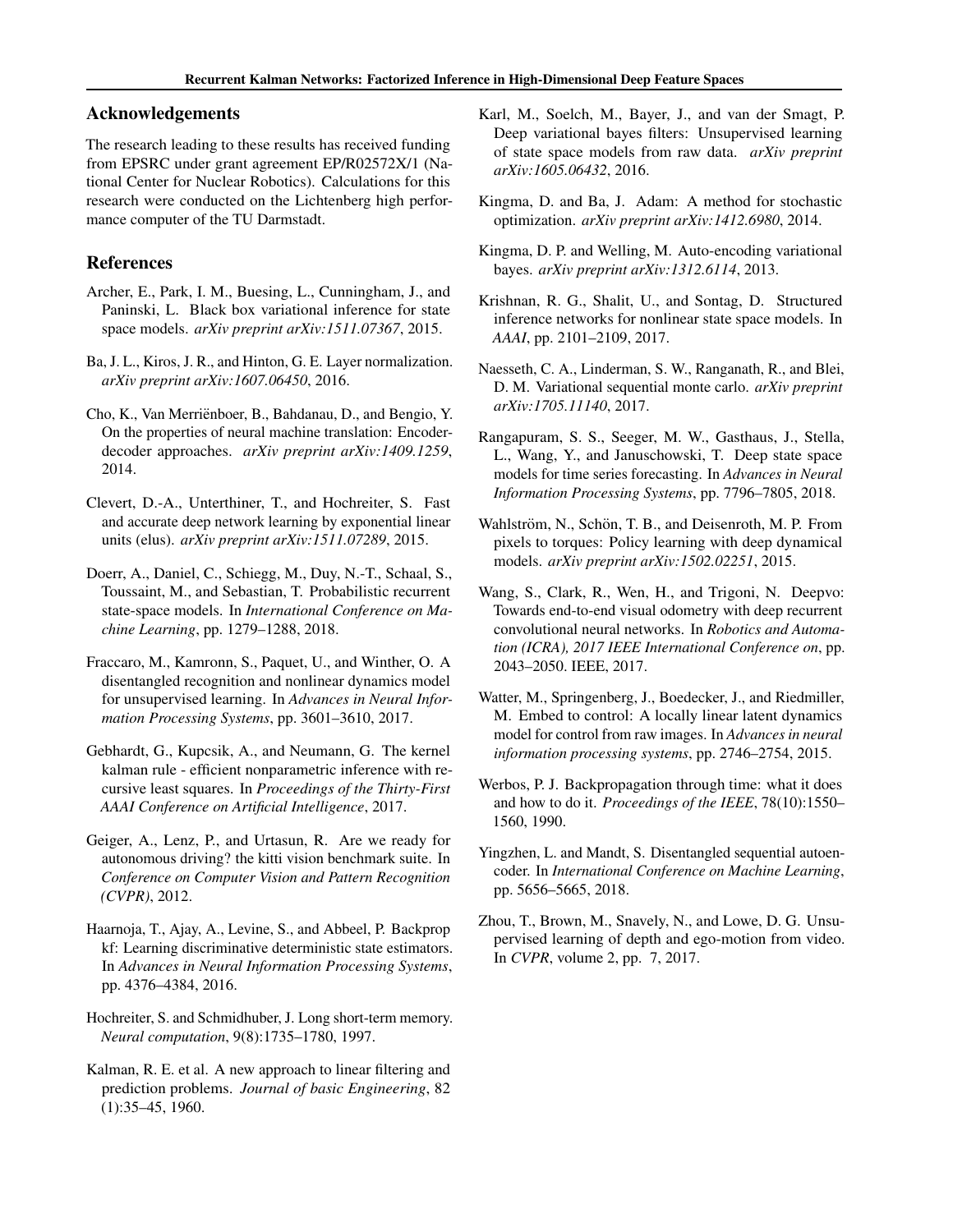## Acknowledgements

The research leading to these results has received funding from EPSRC under grant agreement EP/R02572X/1 (National Center for Nuclear Robotics). Calculations for this research were conducted on the Lichtenberg high performance computer of the TU Darmstadt.

## References

Archer, E., Park, I. M., Buesing, L., Cunningham, J., and Paninski, L. Black box variational inference for state space models. *arXiv preprint arXiv:1511.07367*, 2015.

Ba, J. L., Kiros, J. R., and Hinton, G. E. Layer normalization. *arXiv preprint arXiv:1607.06450*, 2016.

Cho, K., Van Merriënboer, B., Bahdanau, D., and Bengio, Y. On the properties of neural machine translation: Encoder-decoder approaches. *arXiv preprint arXiv:1409.1259*, 2014.

Clevert, D.-A., Unterthiner, T., and Hochreiter, S. Fast and accurate deep network learning by exponential linear units (elus). *arXiv preprint arXiv:1511.07289*, 2015.

Doerr, A., Daniel, C., Schiegg, M., Duy, N.-T., Schaal, S., Toussaint, M., and Sebastian, T. Probabilistic recurrent state-space models. In *International Conference on Machine Learning*, pp. 1279–1288, 2018.

Fraccaro, M., Kamronn, S., Paquet, U., and Winther, O. A disentangled recognition and nonlinear dynamics model for unsupervised learning. In *Advances in Neural Information Processing Systems*, pp. 3601–3610, 2017.

Gebhardt, G., Kupcsik, A., and Neumann, G. The kernel kalman rule - efficient nonparametric inference with recursive least squares. In *Proceedings of the Thirty-First AAAI Conference on Artificial Intelligence*, 2017.

Geiger, A., Lenz, P., and Urtasun, R. Are we ready for autonomous driving? the kitti vision benchmark suite. In *Conference on Computer Vision and Pattern Recognition (CVPR)*, 2012.

Haarnoja, T., Ajay, A., Levine, S., and Abbeel, P. Backprop kf: Learning discriminative deterministic state estimators. In *Advances in Neural Information Processing Systems*, pp. 4376–4384, 2016.

Hochreiter, S. and Schmidhuber, J. Long short-term memory. *Neural computation*, 9(8):1735–1780, 1997.

Kalman, R. E. et al. A new approach to linear filtering and prediction problems. *Journal of basic Engineering*, 82 (1):35–45, 1960.

Karl, M., Soelch, M., Bayer, J., and van der Smagt, P. Deep variational bayes filters: Unsupervised learning of state space models from raw data. *arXiv preprint arXiv:1605.06432*, 2016.

Kingma, D. and Ba, J. Adam: A method for stochastic optimization. *arXiv preprint arXiv:1412.6980*, 2014.

Kingma, D. P. and Welling, M. Auto-encoding variational bayes. *arXiv preprint arXiv:1312.6114*, 2013.

Krishnan, R. G., Shalit, U., and Sontag, D. Structured inference networks for nonlinear state space models. In *AAAI*, pp. 2101–2109, 2017.

Naesseth, C. A., Linderman, S. W., Ranganath, R., and Blei, D. M. Variational sequential monte carlo. *arXiv preprint arXiv:1705.11140*, 2017.

Rangapuram, S. S., Seeger, M. W., Gasthaus, J., Stella, L., Wang, Y., and Januschowski, T. Deep state space models for time series forecasting. In *Advances in Neural Information Processing Systems*, pp. 7796–7805, 2018.

Wahlström, N., Schön, T. B., and Deisenroth, M. P. From pixels to torques: Policy learning with deep dynamical models. *arXiv preprint arXiv:1502.02251*, 2015.

Wang, S., Clark, R., Wen, H., and Trigoni, N. Deepvo: Towards end-to-end visual odometry with deep recurrent convolutional neural networks. In *Robotics and Automation (ICRA), 2017 IEEE International Conference on*, pp. 2043–2050. IEEE, 2017.

Watter, M., Springenberg, J., Boedecker, J., and Riedmiller, M. Embed to control: A locally linear latent dynamics model for control from raw images. In *Advances in neural information processing systems*, pp. 2746–2754, 2015.

Werbos, P. J. Backpropagation through time: what it does and how to do it. *Proceedings of the IEEE*, 78(10):1550–1560, 1990.

Yingzhen, L. and Mandt, S. Disentangled sequential autoencoder. In *International Conference on Machine Learning*, pp. 5656–5665, 2018.

Zhou, T., Brown, M., Snavely, N., and Lowe, D. G. Unsupervised learning of depth and ego-motion from video. In *CVPR*, volume 2, pp. 7, 2017.